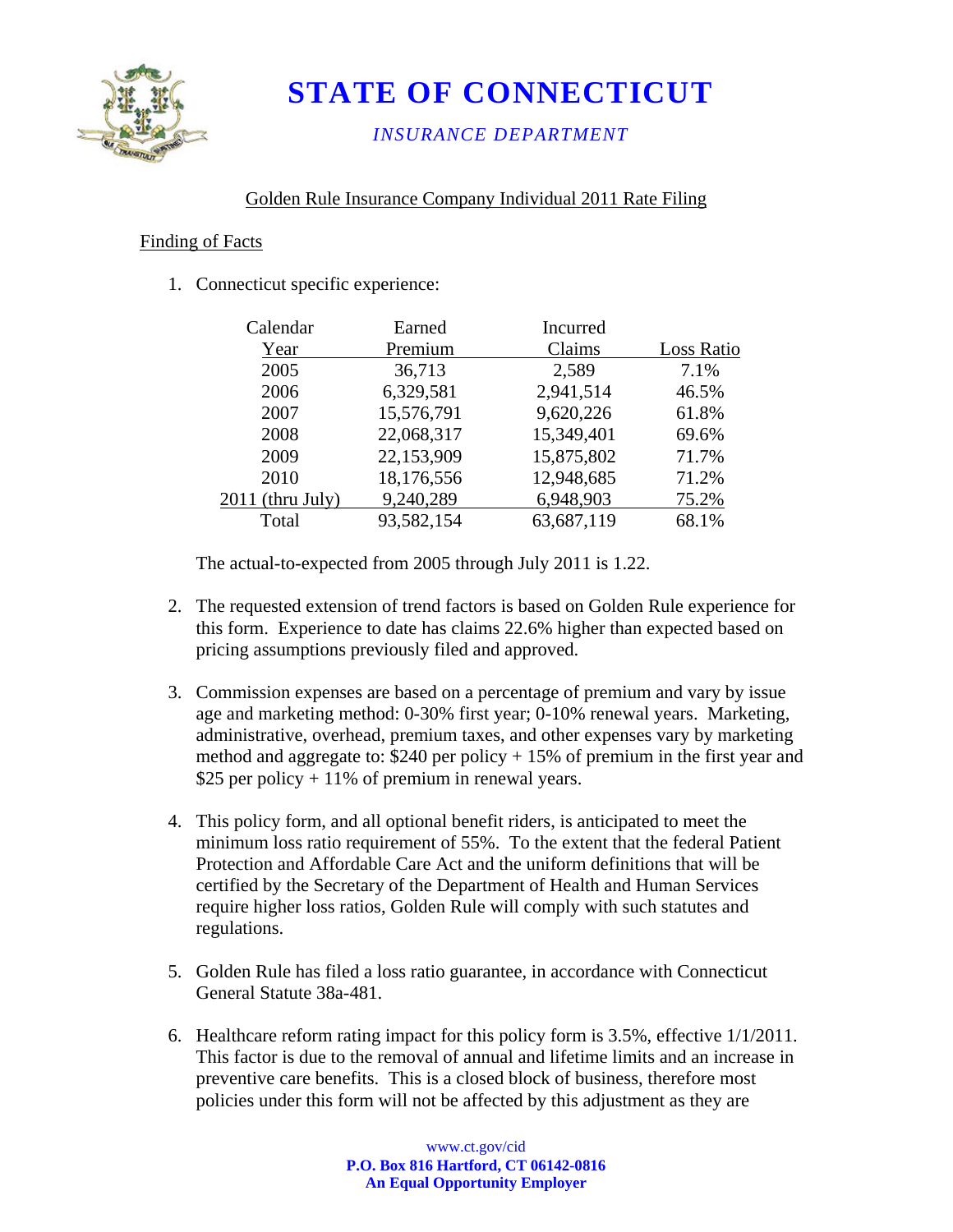# STATE OF CONNECTICUT

*INSURANCE DEPARTMENT*

Golden Rule Insurance Company Individual 2011 Rate Filing

Finding of Facts

1. Connecticut specific experience:

| Calendar Year | Earned Premium | Incurred Claims | Loss Ratio |
|---|---|---|---|
| 2005 | 36,713 | 2,589 | 7.1% |
| 2006 | 6,329,581 | 2,941,514 | 46.5% |
| 2007 | 15,576,791 | 9,620,226 | 61.8% |
| 2008 | 22,068,317 | 15,349,401 | 69.6% |
| 2009 | 22,153,909 | 15,875,802 | 71.7% |
| 2010 | 18,176,556 | 12,948,685 | 71.2% |
| 2011 (thru July) | 9,240,289 | 6,948,903 | 75.2% |
| Total | 93,582,154 | 63,687,119 | 68.1% |

   The actual-to-expected from 2005 through July 2011 is 1.22.

2. The requested extension of trend factors is based on Golden Rule experience for this form. Experience to date has claims 22.6% higher than expected based on pricing assumptions previously filed and approved.

3. Commission expenses are based on a percentage of premium and vary by issue age and marketing method: 0-30% first year; 0-10% renewal years. Marketing, administrative, overhead, premium taxes, and other expenses vary by marketing method and aggregate to: $240 per policy + 15% of premium in the first year and $25 per policy + 11% of premium in renewal years.

4. This policy form, and all optional benefit riders, is anticipated to meet the minimum loss ratio requirement of 55%. To the extent that the federal Patient Protection and Affordable Care Act and the uniform definitions that will be certified by the Secretary of the Department of Health and Human Services require higher loss ratios, Golden Rule will comply with such statutes and regulations.

5. Golden Rule has filed a loss ratio guarantee, in accordance with Connecticut General Statute 38a-481.

6. Healthcare reform rating impact for this policy form is 3.5%, effective 1/1/2011. This factor is due to the removal of annual and lifetime limits and an increase in preventive care benefits. This is a closed block of business, therefore most policies under this form will not be affected by this adjustment as they are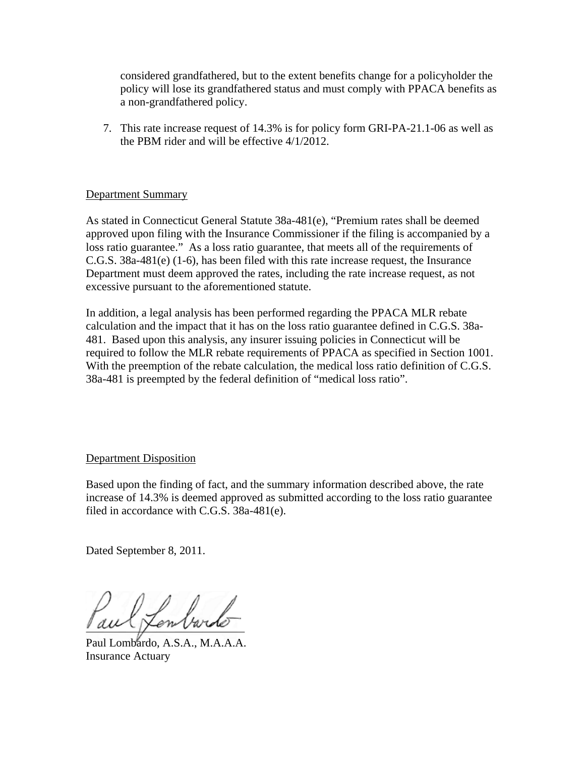considered grandfathered, but to the extent benefits change for a policyholder the policy will lose its grandfathered status and must comply with PPACA benefits as a non-grandfathered policy.

7. This rate increase request of 14.3% is for policy form GRI-PA-21.1-06 as well as the PBM rider and will be effective 4/1/2012.

## Department Summary

As stated in Connecticut General Statute 38a-481(e), "Premium rates shall be deemed approved upon filing with the Insurance Commissioner if the filing is accompanied by a loss ratio guarantee." As a loss ratio guarantee, that meets all of the requirements of C.G.S. 38a-481(e) (1-6), has been filed with this rate increase request, the Insurance Department must deem approved the rates, including the rate increase request, as not excessive pursuant to the aforementioned statute.

In addition, a legal analysis has been performed regarding the PPACA MLR rebate calculation and the impact that it has on the loss ratio guarantee defined in C.G.S. 38a-481. Based upon this analysis, any insurer issuing policies in Connecticut will be required to follow the MLR rebate requirements of PPACA as specified in Section 1001. With the preemption of the rebate calculation, the medical loss ratio definition of C.G.S. 38a-481 is preempted by the federal definition of "medical loss ratio".

## Department Disposition

Based upon the finding of fact, and the summary information described above, the rate increase of 14.3% is deemed approved as submitted according to the loss ratio guarantee filed in accordance with C.G.S. 38a-481(e).

Dated September 8, 2011.

Paul Lombardo, A.S.A., M.A.A.A.
Insurance Actuary